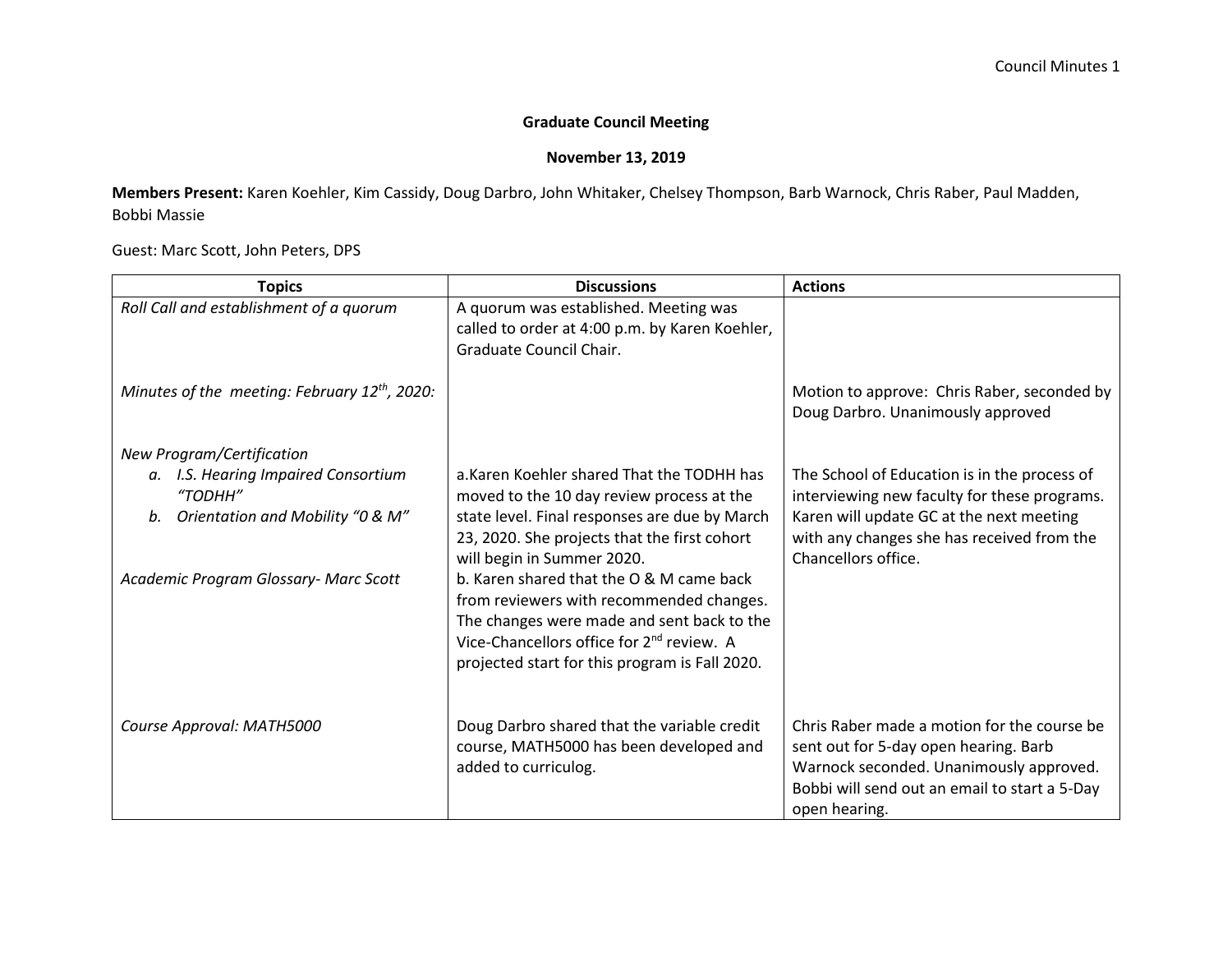**Graduate Council Meeting**

**November 13, 2019**

**Members Present:** Karen Koehler, Kim Cassidy, Doug Darbro, John Whitaker, Chelsey Thompson, Barb Warnock, Chris Raber, Paul Madden, Bobbi Massie

Guest: Marc Scott, John Peters, DPS

| Topics | Discussions | Actions |
|---|---|---|
| *Roll Call and establishment of a quorum* | A quorum was established. Meeting was called to order at 4:00 p.m. by Karen Koehler, Graduate Council Chair. | |
| *Minutes of the meeting: February 12th, 2020:* | | Motion to approve: Chris Raber, seconded by Doug Darbro. Unanimously approved |
| *New Program/Certification*<br>*a. I.S. Hearing Impaired Consortium "TODHH"*<br>*b. Orientation and Mobility "0 & M"*<br><br>*Academic Program Glossary- Marc Scott* | a.Karen Koehler shared That the TODHH has moved to the 10 day review process at the state level. Final responses are due by March 23, 2020. She projects that the first cohort will begin in Summer 2020.<br>b. Karen shared that the O & M came back from reviewers with recommended changes. The changes were made and sent back to the Vice-Chancellors office for 2nd review. A projected start for this program is Fall 2020. | The School of Education is in the process of interviewing new faculty for these programs. Karen will update GC at the next meeting with any changes she has received from the Chancellors office. |
| *Course Approval: MATH5000* | Doug Darbro shared that the variable credit course, MATH5000 has been developed and added to curriculog. | Chris Raber made a motion for the course be sent out for 5-day open hearing. Barb Warnock seconded. Unanimously approved. Bobbi will send out an email to start a 5-Day open hearing. |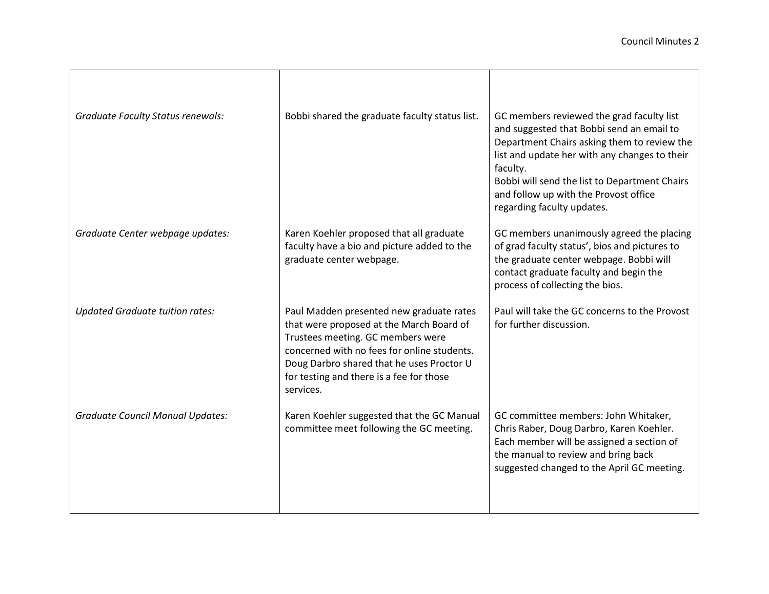| | | |
|---|---|---|
| *Graduate Faculty Status renewals:* | Bobbi shared the graduate faculty status list. | GC members reviewed the grad faculty list and suggested that Bobbi send an email to Department Chairs asking them to review the list and update her with any changes to their faculty.<br>Bobbi will send the list to Department Chairs and follow up with the Provost office regarding faculty updates. |
| *Graduate Center webpage updates:* | Karen Koehler proposed that all graduate faculty have a bio and picture added to the graduate center webpage. | GC members unanimously agreed the placing of grad faculty status', bios and pictures to the graduate center webpage. Bobbi will contact graduate faculty and begin the process of collecting the bios. |
| *Updated Graduate tuition rates:* | Paul Madden presented new graduate rates that were proposed at the March Board of Trustees meeting. GC members were concerned with no fees for online students. Doug Darbro shared that he uses Proctor U for testing and there is a fee for those services. | Paul will take the GC concerns to the Provost for further discussion. |
| *Graduate Council Manual Updates:* | Karen Koehler suggested that the GC Manual committee meet following the GC meeting. | GC committee members: John Whitaker, Chris Raber, Doug Darbro, Karen Koehler. Each member will be assigned a section of the manual to review and bring back suggested changed to the April GC meeting. |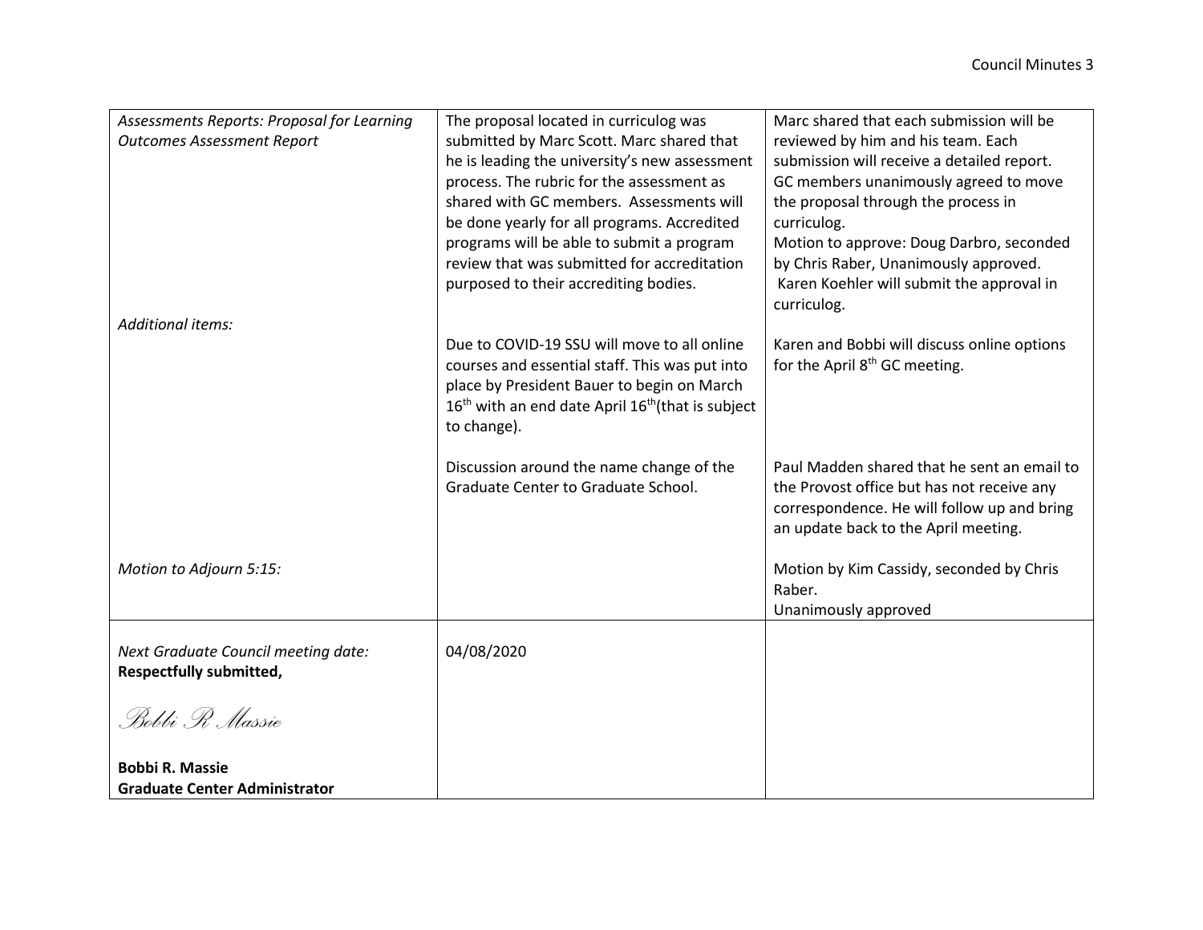| | | |
|---|---|---|
| *Assessments Reports: Proposal for Learning Outcomes Assessment Report* | The proposal located in curriculog was submitted by Marc Scott. Marc shared that he is leading the university's new assessment process. The rubric for the assessment as shared with GC members. Assessments will be done yearly for all programs. Accredited programs will be able to submit a program review that was submitted for accreditation purposed to their accrediting bodies. | Marc shared that each submission will be reviewed by him and his team. Each submission will receive a detailed report. GC members unanimously agreed to move the proposal through the process in curriculog.<br>Motion to approve: Doug Darbro, seconded by Chris Raber, Unanimously approved.<br>Karen Koehler will submit the approval in curriculog. |
| *Additional items:* | Due to COVID-19 SSU will move to all online courses and essential staff. This was put into place by President Bauer to begin on March 16th with an end date April 16th(that is subject to change). | Karen and Bobbi will discuss online options for the April 8th GC meeting. |
| | Discussion around the name change of the Graduate Center to Graduate School. | Paul Madden shared that he sent an email to the Provost office but has not receive any correspondence. He will follow up and bring an update back to the April meeting. |
| *Motion to Adjourn 5:15:* | | Motion by Kim Cassidy, seconded by Chris Raber.<br>Unanimously approved |
| *Next Graduate Council meeting date:*<br>**Respectfully submitted,**<br><br>*Bobbi R Massie*<br><br>**Bobbi R. Massie**<br>**Graduate Center Administrator** | 04/08/2020 | |